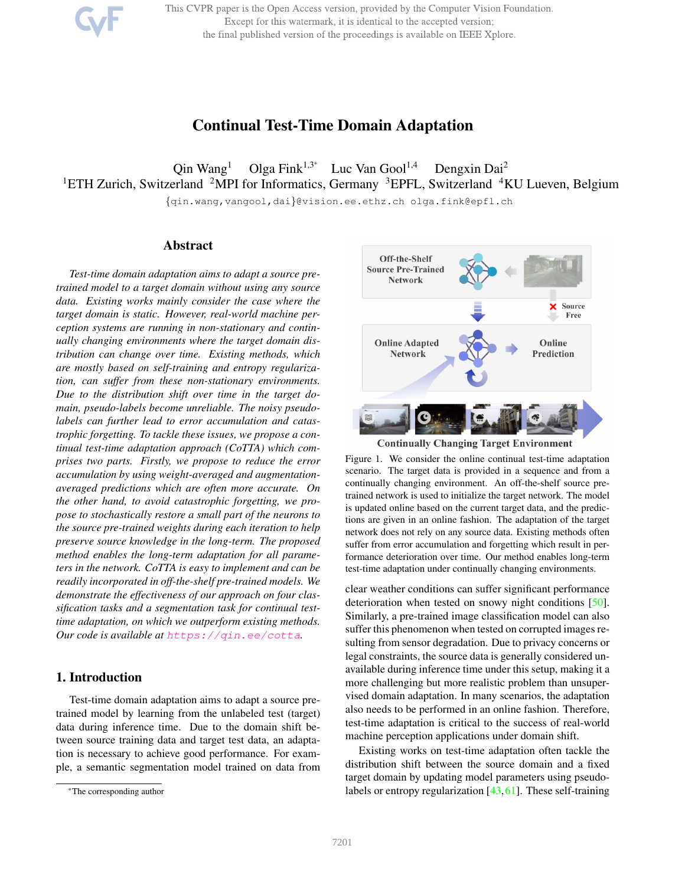# Continual Test-Time Domain Adaptation

Qin Wang[1] Olga Fink[1,3*] Luc Van Gool[1,4] Dengxin Dai[2]

[1]ETH Zurich, Switzerland [2]MPI for Informatics, Germany [3]EPFL, Switzerland [4]KU Leuven, Belgium

{qin.wang,vangool,dai}@vision.ee.ethz.ch olga.fink@epfl.ch

## Abstract

*Test-time domain adaptation aims to adapt a source pre-trained model to a target domain without using any source data. Existing works mainly consider the case where the target domain is static. However, real-world machine perception systems are running in non-stationary and continually changing environments where the target domain distribution can change over time. Existing methods, which are mostly based on self-training and entropy regularization, can suffer from these non-stationary environments. Due to the distribution shift over time in the target domain, pseudo-labels become unreliable. The noisy pseudo-labels can further lead to error accumulation and catastrophic forgetting. To tackle these issues, we propose a continual test-time adaptation approach (CoTTA) which comprises two parts. Firstly, we propose to reduce the error accumulation by using weight-averaged and augmentation-averaged predictions which are often more accurate. On the other hand, to avoid catastrophic forgetting, we propose to stochastically restore a small part of the neurons to the source pre-trained weights during each iteration to help preserve source knowledge in the long-term. The proposed method enables the long-term adaptation for all parameters in the network. CoTTA is easy to implement and can be readily incorporated in off-the-shelf pre-trained models. We demonstrate the effectiveness of our approach on four classification tasks and a segmentation task for continual test-time adaptation, on which we outperform existing methods. Our code is available at https://qin.ee/cotta.*

## 1. Introduction

Test-time domain adaptation aims to adapt a source pre-trained model by learning from the unlabeled test (target) data during inference time. Due to the domain shift between source training data and target test data, an adaptation is necessary to achieve good performance. For example, a semantic segmentation model trained on data from clear weather conditions can suffer significant performance deterioration when tested on snowy night conditions [50]. Similarly, a pre-trained image classification model can also suffer this phenomenon when tested on corrupted images resulting from sensor degradation. Due to privacy concerns or legal constraints, the source data is generally considered unavailable during inference time under this setup, making it a more challenging but more realistic problem than unsupervised domain adaptation. In many scenarios, the adaptation also needs to be performed in an online fashion. Therefore, test-time adaptation is critical to the success of real-world machine perception applications under domain shift.

Figure 1. We consider the online continual test-time adaptation scenario. The target data is provided in a sequence and from a continually changing environment. An off-the-shelf source pre-trained network is used to initialize the target network. The model is updated online based on the current target data, and the predictions are given in an online fashion. The adaptation of the target network does not rely on any source data. Existing methods often suffer from error accumulation and forgetting which result in performance deterioration over time. Our method enables long-term test-time adaptation under continually changing environments.

Existing works on test-time adaptation often tackle the distribution shift between the source domain and a fixed target domain by updating model parameters using pseudo-labels or entropy regularization [43, 61]. These self-training

*The corresponding author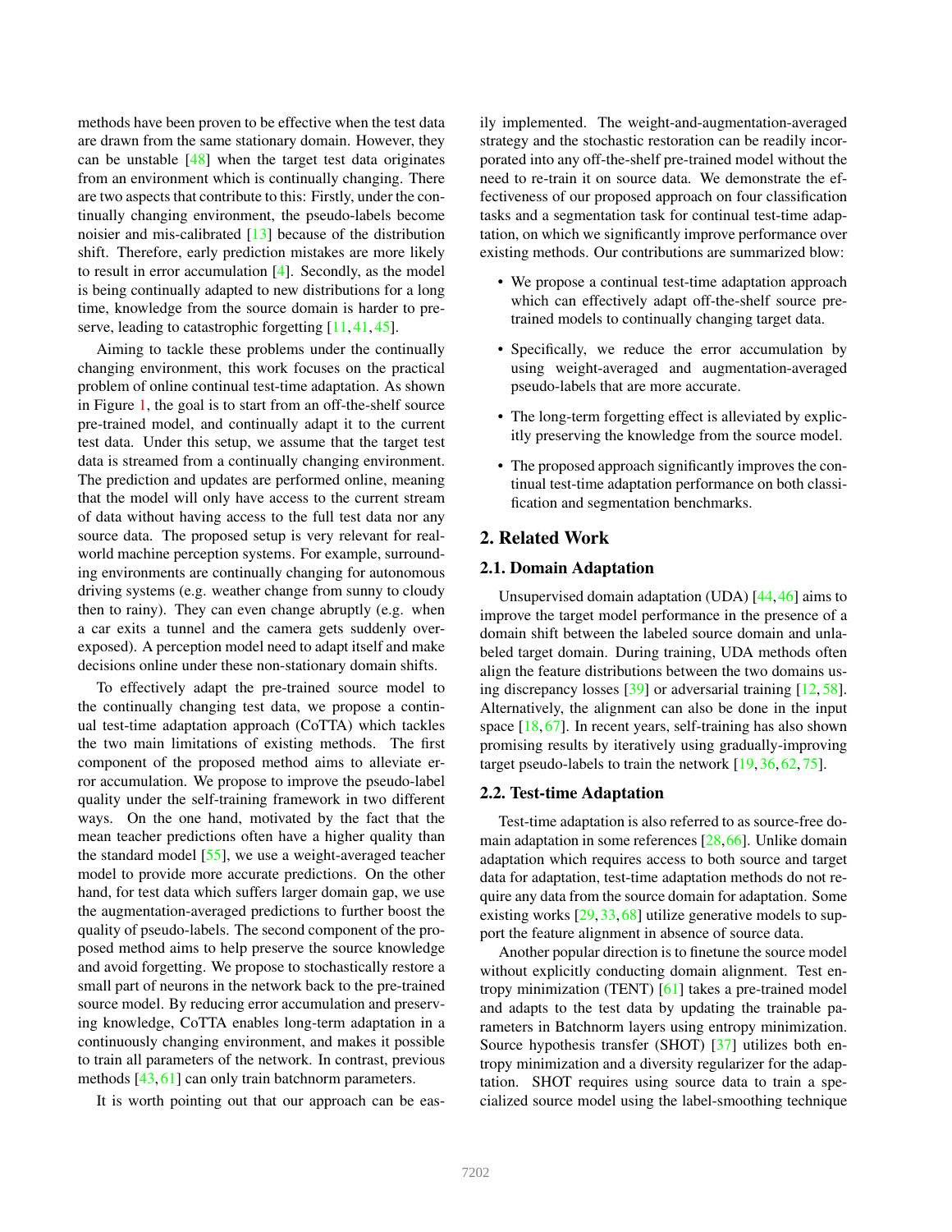methods have been proven to be effective when the test data are drawn from the same stationary domain. However, they can be unstable [48] when the target test data originates from an environment which is continually changing. There are two aspects that contribute to this: Firstly, under the continually changing environment, the pseudo-labels become noisier and mis-calibrated [13] because of the distribution shift. Therefore, early prediction mistakes are more likely to result in error accumulation [4]. Secondly, as the model is being continually adapted to new distributions for a long time, knowledge from the source domain is harder to preserve, leading to catastrophic forgetting [11, 41, 45].

Aiming to tackle these problems under the continually changing environment, this work focuses on the practical problem of online continual test-time adaptation. As shown in Figure 1, the goal is to start from an off-the-shelf source pre-trained model, and continually adapt it to the current test data. Under this setup, we assume that the target test data is streamed from a continually changing environment. The prediction and updates are performed online, meaning that the model will only have access to the current stream of data without having access to the full test data nor any source data. The proposed setup is very relevant for real-world machine perception systems. For example, surrounding environments are continually changing for autonomous driving systems (e.g. weather change from sunny to cloudy then to rainy). They can even change abruptly (e.g. when a car exits a tunnel and the camera gets suddenly over-exposed). A perception model need to adapt itself and make decisions online under these non-stationary domain shifts.

To effectively adapt the pre-trained source model to the continually changing test data, we propose a continual test-time adaptation approach (CoTTA) which tackles the two main limitations of existing methods. The first component of the proposed method aims to alleviate error accumulation. We propose to improve the pseudo-label quality under the self-training framework in two different ways. On the one hand, motivated by the fact that the mean teacher predictions often have a higher quality than the standard model [55], we use a weight-averaged teacher model to provide more accurate predictions. On the other hand, for test data which suffers larger domain gap, we use the augmentation-averaged predictions to further boost the quality of pseudo-labels. The second component of the proposed method aims to help preserve the source knowledge and avoid forgetting. We propose to stochastically restore a small part of neurons in the network back to the pre-trained source model. By reducing error accumulation and preserving knowledge, CoTTA enables long-term adaptation in a continuously changing environment, and makes it possible to train all parameters of the network. In contrast, previous methods [43, 61] can only train batchnorm parameters.

It is worth pointing out that our approach can be easily implemented. The weight-and-augmentation-averaged strategy and the stochastic restoration can be readily incorporated into any off-the-shelf pre-trained model without the need to re-train it on source data. We demonstrate the effectiveness of our proposed approach on four classification tasks and a segmentation task for continual test-time adaptation, on which we significantly improve performance over existing methods. Our contributions are summarized blow:

- We propose a continual test-time adaptation approach which can effectively adapt off-the-shelf source pre-trained models to continually changing target data.
- Specifically, we reduce the error accumulation by using weight-averaged and augmentation-averaged pseudo-labels that are more accurate.
- The long-term forgetting effect is alleviated by explicitly preserving the knowledge from the source model.
- The proposed approach significantly improves the continual test-time adaptation performance on both classification and segmentation benchmarks.

## 2. Related Work

### 2.1. Domain Adaptation

Unsupervised domain adaptation (UDA) [44, 46] aims to improve the target model performance in the presence of a domain shift between the labeled source domain and unlabeled target domain. During training, UDA methods often align the feature distributions between the two domains using discrepancy losses [39] or adversarial training [12, 58]. Alternatively, the alignment can also be done in the input space [18, 67]. In recent years, self-training has also shown promising results by iteratively using gradually-improving target pseudo-labels to train the network [19, 36, 62, 75].

### 2.2. Test-time Adaptation

Test-time adaptation is also referred to as source-free domain adaptation in some references [28, 66]. Unlike domain adaptation which requires access to both source and target data for adaptation, test-time adaptation methods do not require any data from the source domain for adaptation. Some existing works [29, 33, 68] utilize generative models to support the feature alignment in absence of source data.

Another popular direction is to finetune the source model without explicitly conducting domain alignment. Test entropy minimization (TENT) [61] takes a pre-trained model and adapts to the test data by updating the trainable parameters in Batchnorm layers using entropy minimization. Source hypothesis transfer (SHOT) [37] utilizes both entropy minimization and a diversity regularizer for the adaptation. SHOT requires using source data to train a specialized source model using the label-smoothing technique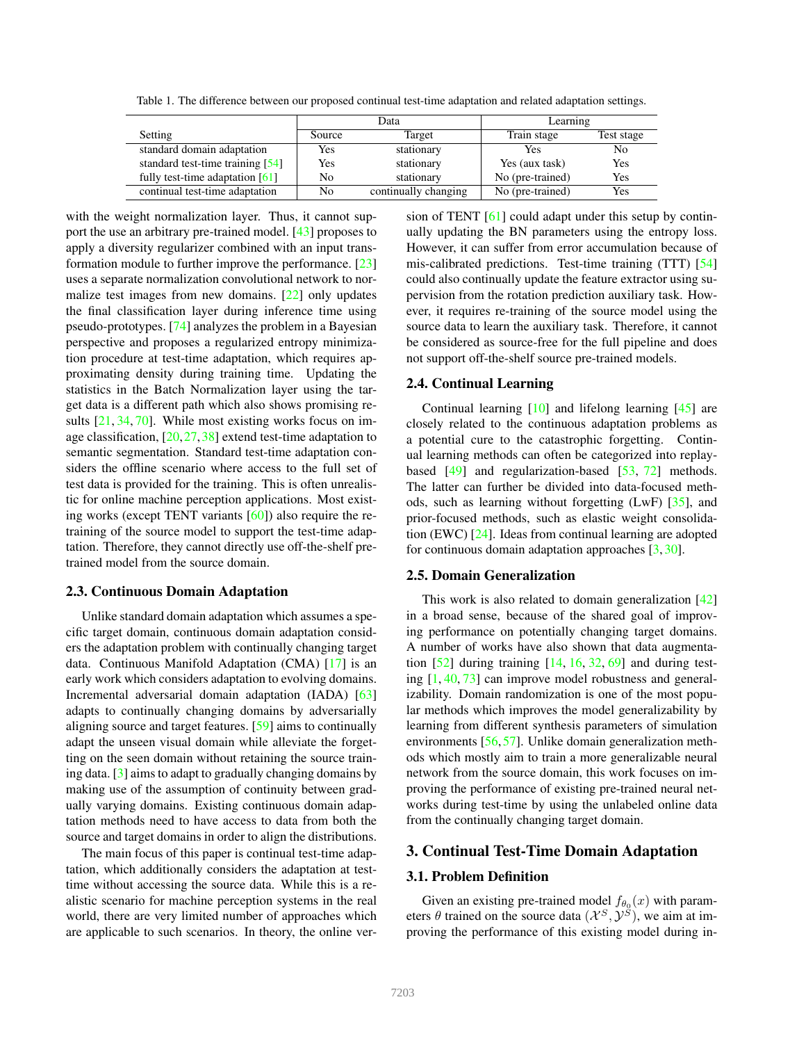Table 1. The difference between our proposed continual test-time adaptation and related adaptation settings.

| Setting | Data | | Learning | |
|---|---|---|---|---|
| | Source | Target | Train stage | Test stage |
| standard domain adaptation | Yes | stationary | Yes | No |
| standard test-time training [54] | Yes | stationary | Yes (aux task) | Yes |
| fully test-time adaptation [61] | No | stationary | No (pre-trained) | Yes |
| continual test-time adaptation | No | continually changing | No (pre-trained) | Yes |

with the weight normalization layer. Thus, it cannot support the use an arbitrary pre-trained model. [43] proposes to apply a diversity regularizer combined with an input transformation module to further improve the performance. [23] uses a separate normalization convolutional network to normalize test images from new domains. [22] only updates the final classification layer during inference time using pseudo-prototypes. [74] analyzes the problem in a Bayesian perspective and proposes a regularized entropy minimization procedure at test-time adaptation, which requires approximating density during training time. Updating the statistics in the Batch Normalization layer using the target data is a different path which also shows promising results [21, 34, 70]. While most existing works focus on image classification, [20,27,38] extend test-time adaptation to semantic segmentation. Standard test-time adaptation considers the offline scenario where access to the full set of test data is provided for the training. This is often unrealistic for online machine perception applications. Most existing works (except TENT variants [60]) also require the retraining of the source model to support the test-time adaptation. Therefore, they cannot directly use off-the-shelf pretrained model from the source domain.

### 2.3. Continuous Domain Adaptation

Unlike standard domain adaptation which assumes a specific target domain, continuous domain adaptation considers the adaptation problem with continually changing target data. Continuous Manifold Adaptation (CMA) [17] is an early work which considers adaptation to evolving domains. Incremental adversarial domain adaptation (IADA) [63] adapts to continually changing domains by adversarially aligning source and target features. [59] aims to continually adapt the unseen visual domain while alleviate the forgetting on the seen domain without retaining the source training data. [3] aims to adapt to gradually changing domains by making use of the assumption of continuity between gradually varying domains. Existing continuous domain adaptation methods need to have access to data from both the source and target domains in order to align the distributions.

The main focus of this paper is continual test-time adaptation, which additionally considers the adaptation at test-time without accessing the source data. While this is a realistic scenario for machine perception systems in the real world, there are very limited number of approaches which are applicable to such scenarios. In theory, the online version of TENT [61] could adapt under this setup by continually updating the BN parameters using the entropy loss. However, it can suffer from error accumulation because of mis-calibrated predictions. Test-time training (TTT) [54] could also continually update the feature extractor using supervision from the rotation prediction auxiliary task. However, it requires re-training of the source model using the source data to learn the auxiliary task. Therefore, it cannot be considered as source-free for the full pipeline and does not support off-the-shelf source pre-trained models.

### 2.4. Continual Learning

Continual learning [10] and lifelong learning [45] are closely related to the continuous adaptation problems as a potential cure to the catastrophic forgetting. Continual learning methods can often be categorized into replay-based [49] and regularization-based [53, 72] methods. The latter can further be divided into data-focused methods, such as learning without forgetting (LwF) [35], and prior-focused methods, such as elastic weight consolidation (EWC) [24]. Ideas from continual learning are adopted for continuous domain adaptation approaches [3, 30].

### 2.5. Domain Generalization

This work is also related to domain generalization [42] in a broad sense, because of the shared goal of improving performance on potentially changing target domains. A number of works have also shown that data augmentation [52] during training [14, 16, 32, 69] and during testing [1, 40, 73] can improve model robustness and generalizability. Domain randomization is one of the most popular methods which improves the model generalizability by learning from different synthesis parameters of simulation environments [56, 57]. Unlike domain generalization methods which mostly aim to train a more generalizable neural network from the source domain, this work focuses on improving the performance of existing pre-trained neural networks during test-time by using the unlabeled online data from the continually changing target domain.

## 3. Continual Test-Time Domain Adaptation

### 3.1. Problem Definition

Given an existing pre-trained model $f_{\theta_0}(x)$ with parameters $\theta$ trained on the source data $(\mathcal{X}^S, \mathcal{Y}^S)$, we aim at improving the performance of this existing model during in-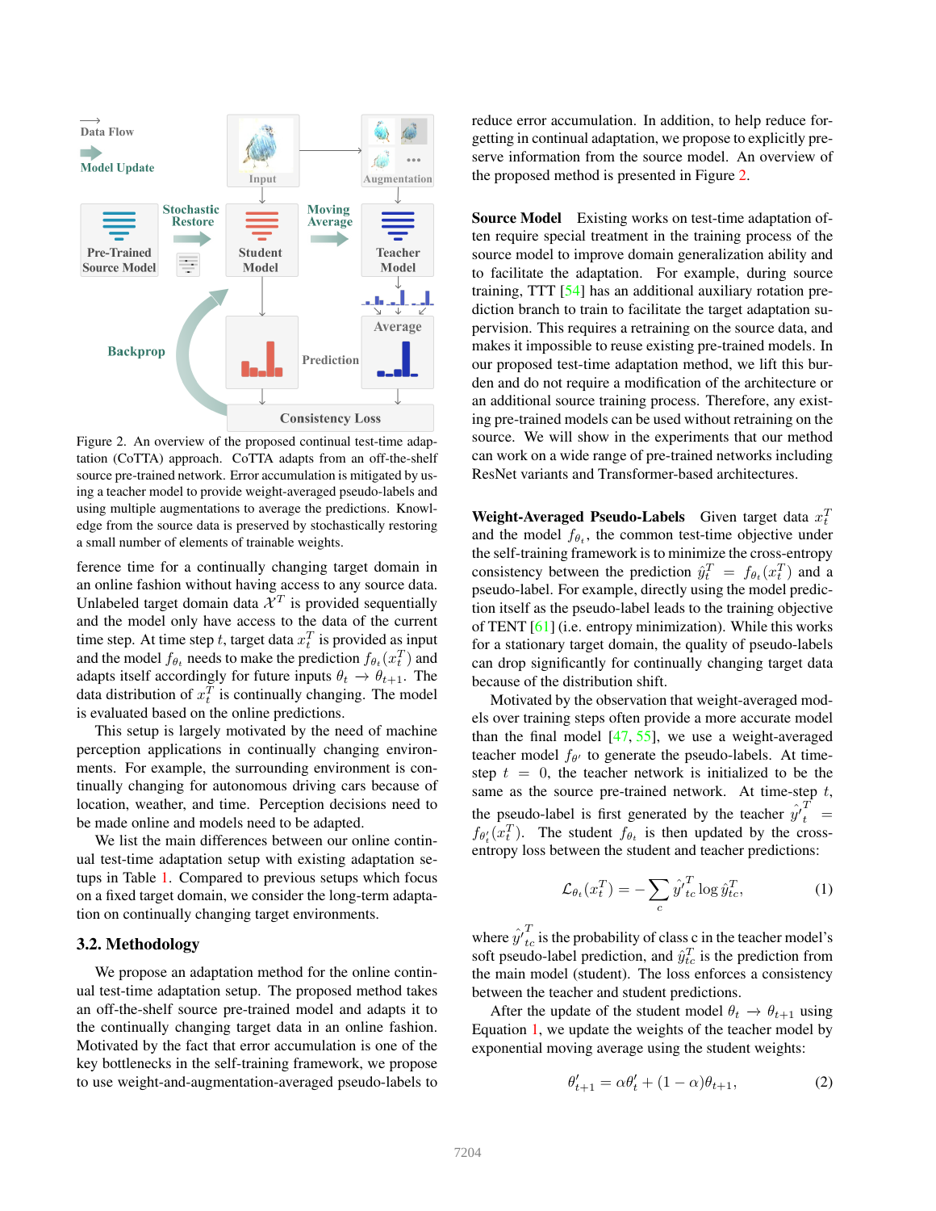Figure 2. An overview of the proposed continual test-time adaptation (CoTTA) approach. CoTTA adapts from an off-the-shelf source pre-trained network. Error accumulation is mitigated by using a teacher model to provide weight-averaged pseudo-labels and using multiple augmentations to average the predictions. Knowledge from the source data is preserved by stochastically restoring a small number of elements of trainable weights.

ference time for a continually changing target domain in an online fashion without having access to any source data. Unlabeled target domain data $\mathcal{X}^T$ is provided sequentially and the model only have access to the data of the current time step. At time step $t$, target data $x_t^T$ is provided as input and the model $f_{\theta_t}$ needs to make the prediction $f_{\theta_t}(x_t^T)$ and adapts itself accordingly for future inputs $\theta_t \rightarrow \theta_{t+1}$. The data distribution of $x_t^T$ is continually changing. The model is evaluated based on the online predictions.

This setup is largely motivated by the need of machine perception applications in continually changing environments. For example, the surrounding environment is continually changing for autonomous driving cars because of location, weather, and time. Perception decisions need to be made online and models need to be adapted.

We list the main differences between our online continual test-time adaptation setup with existing adaptation setups in Table 1. Compared to previous setups which focus on a fixed target domain, we consider the long-term adaptation on continually changing target environments.

### 3.2. Methodology

We propose an adaptation method for the online continual test-time adaptation setup. The proposed method takes an off-the-shelf source pre-trained model and adapts it to the continually changing target data in an online fashion. Motivated by the fact that error accumulation is one of the key bottlenecks in the self-training framework, we propose to use weight-and-augmentation-averaged pseudo-labels to reduce error accumulation. In addition, to help reduce forgetting in continual adaptation, we propose to explicitly preserve information from the source model. An overview of the proposed method is presented in Figure 2.

**Source Model** Existing works on test-time adaptation often require special treatment in the training process of the source model to improve domain generalization ability and to facilitate the adaptation. For example, during source training, TTT [54] has an additional auxiliary rotation prediction branch to train to facilitate the target adaptation supervision. This requires a retraining on the source data, and makes it impossible to reuse existing pre-trained models. In our proposed test-time adaptation method, we lift this burden and do not require a modification of the architecture or an additional source training process. Therefore, any existing pre-trained models can be used without retraining on the source. We will show in the experiments that our method can work on a wide range of pre-trained networks including ResNet variants and Transformer-based architectures.

**Weight-Averaged Pseudo-Labels** Given target data $x_t^T$ and the model $f_{\theta_t}$, the common test-time objective under the self-training framework is to minimize the cross-entropy consistency between the prediction $\hat{y}_t^T = f_{\theta_t}(x_t^T)$ and a pseudo-label. For example, directly using the model prediction itself as the pseudo-label leads to the training objective of TENT [61] (i.e. entropy minimization). While this works for a stationary target domain, the quality of pseudo-labels can drop significantly for continually changing target data because of the distribution shift.

Motivated by the observation that weight-averaged models over training steps often provide a more accurate model than the final model [47, 55], we use a weight-averaged teacher model $f_{\theta'}$ to generate the pseudo-labels. At time-step $t = 0$, the teacher network is initialized to be the same as the source pre-trained network. At time-step $t$, the pseudo-label is first generated by the teacher $\hat{y'}_t^T = f_{\theta'_t}(x_t^T)$. The student $f_{\theta_t}$ is then updated by the cross-entropy loss between the student and teacher predictions:

$$\mathcal{L}_{\theta_t}(x_t^T) = -\sum_c \hat{y'}_{tc}^T \log \hat{y}_{tc}^T, \tag{1}$$

where $\hat{y'}_{tc}^T$ is the probability of class c in the teacher model's soft pseudo-label prediction, and $\hat{y}_{tc}^T$ is the prediction from the main model (student). The loss enforces a consistency between the teacher and student predictions.

After the update of the student model $\theta_t \rightarrow \theta_{t+1}$ using Equation 1, we update the weights of the teacher model by exponential moving average using the student weights:

$$\theta'_{t+1} = \alpha \theta'_t + (1 - \alpha)\theta_{t+1}, \tag{2}$$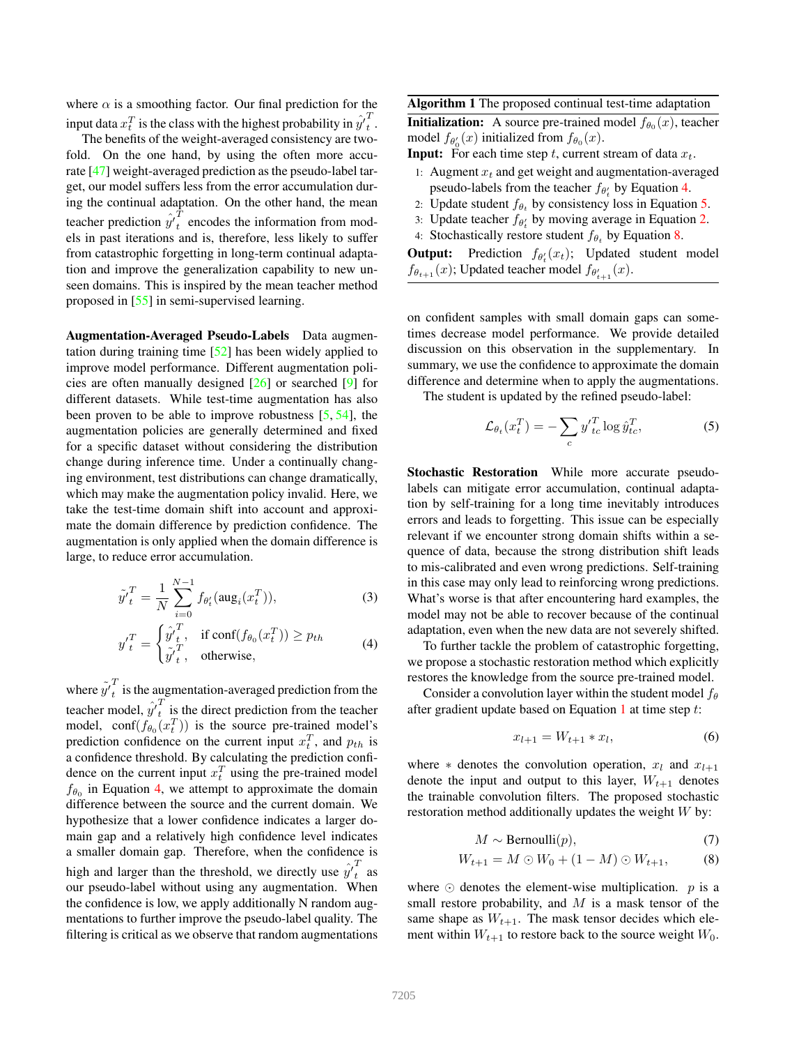where $\alpha$ is a smoothing factor. Our final prediction for the input data $x_t^T$ is the class with the highest probability in $\hat{y}'^T_t$.

The benefits of the weight-averaged consistency are two-fold. On the one hand, by using the often more accurate [47] weight-averaged prediction as the pseudo-label target, our model suffers less from the error accumulation during the continual adaptation. On the other hand, the mean teacher prediction $\hat{y}'^T_t$ encodes the information from models in past iterations and is, therefore, less likely to suffer from catastrophic forgetting in long-term continual adaptation and improve the generalization capability to new unseen domains. This is inspired by the mean teacher method proposed in [55] in semi-supervised learning.

**Augmentation-Averaged Pseudo-Labels** Data augmentation during training time [52] has been widely applied to improve model performance. Different augmentation policies are often manually designed [26] or searched [9] for different datasets. While test-time augmentation has also been proven to be able to improve robustness [5, 54], the augmentation policies are generally determined and fixed for a specific dataset without considering the distribution change during inference time. Under a continually changing environment, test distributions can change dramatically, which may make the augmentation policy invalid. Here, we take the test-time domain shift into account and approximate the domain difference by prediction confidence. The augmentation is only applied when the domain difference is large, to reduce error accumulation.

$$\tilde{y}'^T_t = \frac{1}{N}\sum_{i=0}^{N-1} f_{\theta'_t}(\text{aug}_i(x_t^T)), \tag{3}$$

$$y'^T_t = \begin{cases} \hat{y}'^T_t, & \text{if } \text{conf}(f_{\theta_0}(x_t^T)) \geq p_{th} \\ \tilde{y}'^T_t, & \text{otherwise,} \end{cases} \tag{4}$$

where $\tilde{y}'^T_t$ is the augmentation-averaged prediction from the teacher model, $\hat{y}'^T_t$ is the direct prediction from the teacher model, $\text{conf}(f_{\theta_0}(x_t^T))$ is the source pre-trained model's prediction confidence on the current input $x_t^T$, and $p_{th}$ is a confidence threshold. By calculating the prediction confidence on the current input $x_t^T$ using the pre-trained model $f_{\theta_0}$ in Equation 4, we attempt to approximate the domain difference between the source and the current domain. We hypothesize that a lower confidence indicates a larger domain gap and a relatively high confidence level indicates a smaller domain gap. Therefore, when the confidence is high and larger than the threshold, we directly use $\hat{y}'^T_t$ as our pseudo-label without using any augmentation. When the confidence is low, we apply additionally N random augmentations to further improve the pseudo-label quality. The filtering is critical as we observe that random augmentations on confident samples with small domain gaps can sometimes decrease model performance. We provide detailed discussion on this observation in the supplementary. In summary, we use the confidence to approximate the domain difference and determine when to apply the augmentations.

The student is updated by the refined pseudo-label:

$$\mathcal{L}_{\theta_t}(x_t^T) = -\sum_c y'^T_{tc} \log \hat{y}^T_{tc}, \tag{5}$$

**Algorithm 1** The proposed continual test-time adaptation

**Initialization:** A source pre-trained model $f_{\theta_0}(x)$, teacher model $f_{\theta'_0}(x)$ initialized from $f_{\theta_0}(x)$.
**Input:** For each time step $t$, current stream of data $x_t$.

1. Augment $x_t$ and get weight and augmentation-averaged pseudo-labels from the teacher $f_{\theta'_t}$ by Equation 4.
2. Update student $f_{\theta_t}$ by consistency loss in Equation 5.
3. Update teacher $f_{\theta'_t}$ by moving average in Equation 2.
4. Stochastically restore student $f_{\theta_t}$ by Equation 8.

**Output:** Prediction $f_{\theta'_t}(x_t)$; Updated student model $f_{\theta_{t+1}}(x)$; Updated teacher model $f_{\theta'_{t+1}}(x)$.

**Stochastic Restoration** While more accurate pseudo-labels can mitigate error accumulation, continual adaptation by self-training for a long time inevitably introduces errors and leads to forgetting. This issue can be especially relevant if we encounter strong domain shifts within a sequence of data, because the strong distribution shift leads to mis-calibrated and even wrong predictions. Self-training in this case may only lead to reinforcing wrong predictions. What's worse is that after encountering hard examples, the model may not be able to recover because of the continual adaptation, even when the new data are not severely shifted.

To further tackle the problem of catastrophic forgetting, we propose a stochastic restoration method which explicitly restores the knowledge from the source pre-trained model.

Consider a convolution layer within the student model $f_\theta$ after gradient update based on Equation 1 at time step $t$:

$$x_{l+1} = W_{t+1} * x_l, \tag{6}$$

where $*$ denotes the convolution operation, $x_l$ and $x_{l+1}$ denote the input and output to this layer, $W_{t+1}$ denotes the trainable convolution filters. The proposed stochastic restoration method additionally updates the weight $W$ by:

$$M \sim \text{Bernoulli}(p), \tag{7}$$

$$W_{t+1} = M \odot W_0 + (1 - M) \odot W_{t+1}, \tag{8}$$

where $\odot$ denotes the element-wise multiplication. $p$ is a small restore probability, and $M$ is a mask tensor of the same shape as $W_{t+1}$. The mask tensor decides which element within $W_{t+1}$ to restore back to the source weight $W_0$.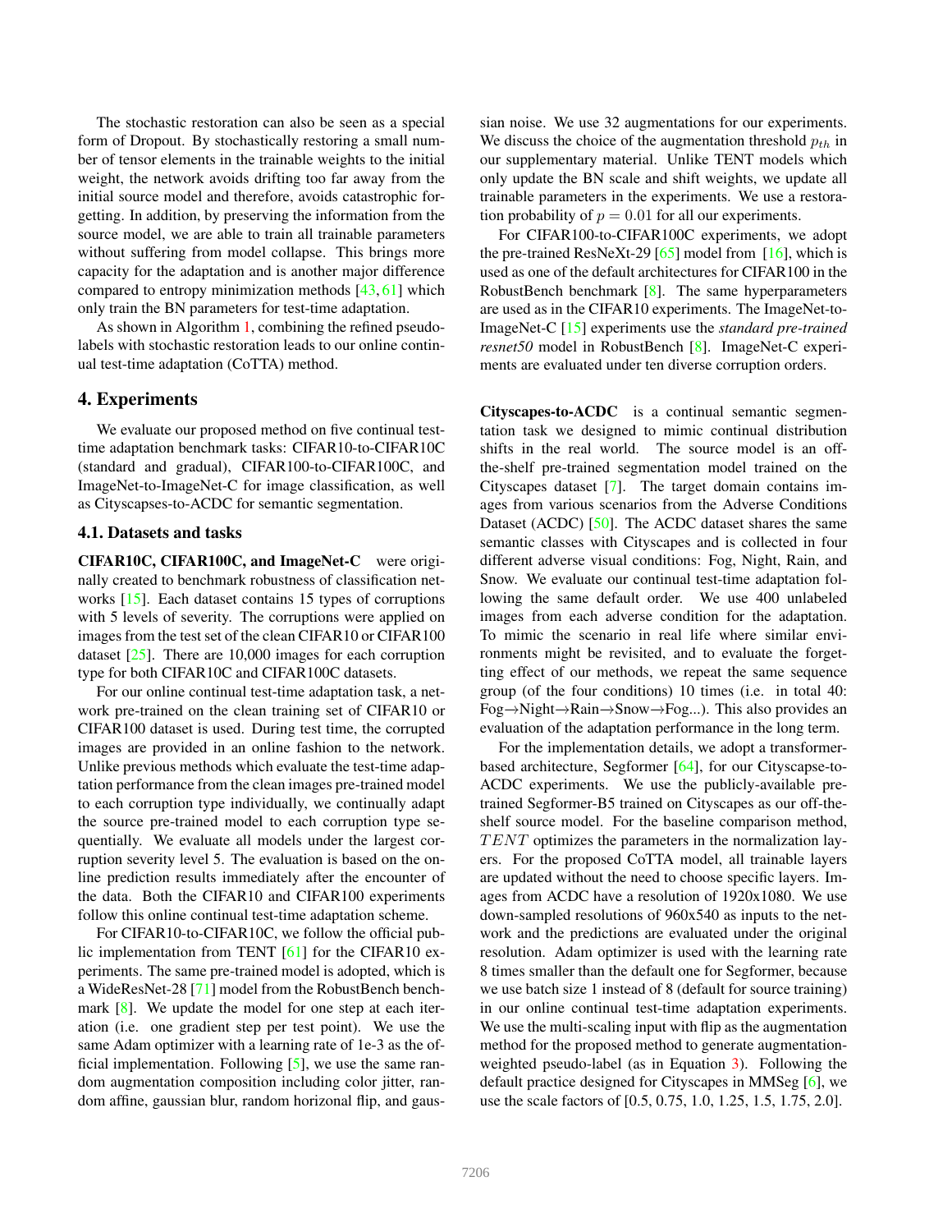The stochastic restoration can also be seen as a special form of Dropout. By stochastically restoring a small number of tensor elements in the trainable weights to the initial weight, the network avoids drifting too far away from the initial source model and therefore, avoids catastrophic forgetting. In addition, by preserving the information from the source model, we are able to train all trainable parameters without suffering from model collapse. This brings more capacity for the adaptation and is another major difference compared to entropy minimization methods [43, 61] which only train the BN parameters for test-time adaptation.

As shown in Algorithm 1, combining the refined pseudo-labels with stochastic restoration leads to our online continual test-time adaptation (CoTTA) method.

# 4. Experiments

We evaluate our proposed method on five continual test-time adaptation benchmark tasks: CIFAR10-to-CIFAR10C (standard and gradual), CIFAR100-to-CIFAR100C, and ImageNet-to-ImageNet-C for image classification, as well as Cityscapses-to-ACDC for semantic segmentation.

## 4.1. Datasets and tasks

**CIFAR10C, CIFAR100C, and ImageNet-C** were originally created to benchmark robustness of classification networks [15]. Each dataset contains 15 types of corruptions with 5 levels of severity. The corruptions were applied on images from the test set of the clean CIFAR10 or CIFAR100 dataset [25]. There are 10,000 images for each corruption type for both CIFAR10C and CIFAR100C datasets.

For our online continual test-time adaptation task, a network pre-trained on the clean training set of CIFAR10 or CIFAR100 dataset is used. During test time, the corrupted images are provided in an online fashion to the network. Unlike previous methods which evaluate the test-time adaptation performance from the clean images pre-trained model to each corruption type individually, we continually adapt the source pre-trained model to each corruption type sequentially. We evaluate all models under the largest corruption severity level 5. The evaluation is based on the online prediction results immediately after the encounter of the data. Both the CIFAR10 and CIFAR100 experiments follow this online continual test-time adaptation scheme.

For CIFAR10-to-CIFAR10C, we follow the official public implementation from TENT [61] for the CIFAR10 experiments. The same pre-trained model is adopted, which is a WideResNet-28 [71] model from the RobustBench benchmark [8]. We update the model for one step at each iteration (i.e. one gradient step per test point). We use the same Adam optimizer with a learning rate of 1e-3 as the official implementation. Following [5], we use the same random augmentation composition including color jitter, random affine, gaussian blur, random horizonal flip, and gaussian noise. We use 32 augmentations for our experiments. We discuss the choice of the augmentation threshold $p_{th}$ in our supplementary material. Unlike TENT models which only update the BN scale and shift weights, we update all trainable parameters in the experiments. We use a restoration probability of $p = 0.01$ for all our experiments.

For CIFAR100-to-CIFAR100C experiments, we adopt the pre-trained ResNeXt-29 [65] model from [16], which is used as one of the default architectures for CIFAR100 in the RobustBench benchmark [8]. The same hyperparameters are used as in the CIFAR10 experiments. The ImageNet-to-ImageNet-C [15] experiments use the *standard pre-trained resnet50* model in RobustBench [8]. ImageNet-C experiments are evaluated under ten diverse corruption orders.

**Cityscapes-to-ACDC** is a continual semantic segmentation task we designed to mimic continual distribution shifts in the real world. The source model is an off-the-shelf pre-trained segmentation model trained on the Cityscapes dataset [7]. The target domain contains images from various scenarios from the Adverse Conditions Dataset (ACDC) [50]. The ACDC dataset shares the same semantic classes with Cityscapes and is collected in four different adverse visual conditions: Fog, Night, Rain, and Snow. We evaluate our continual test-time adaptation following the same default order. We use 400 unlabeled images from each adverse condition for the adaptation. To mimic the scenario in real life where similar environments might be revisited, and to evaluate the forgetting effect of our methods, we repeat the same sequence group (of the four conditions) 10 times (i.e. in total 40: Fog→Night→Rain→Snow→Fog...). This also provides an evaluation of the adaptation performance in the long term.

For the implementation details, we adopt a transformer-based architecture, Segformer [64], for our Cityscapse-to-ACDC experiments. We use the publicly-available pre-trained Segformer-B5 trained on Cityscapes as our off-the-shelf source model. For the baseline comparison method, $TENT$ optimizes the parameters in the normalization layers. For the proposed CoTTA model, all trainable layers are updated without the need to choose specific layers. Images from ACDC have a resolution of 1920x1080. We use down-sampled resolutions of 960x540 as inputs to the network and the predictions are evaluated under the original resolution. Adam optimizer is used with the learning rate 8 times smaller than the default one for Segformer, because we use batch size 1 instead of 8 (default for source training) in our online continual test-time adaptation experiments. We use the multi-scaling input with flip as the augmentation method for the proposed method to generate augmentation-weighted pseudo-label (as in Equation 3). Following the default practice designed for Cityscapes in MMSeg [6], we use the scale factors of [0.5, 0.75, 1.0, 1.25, 1.5, 1.75, 2.0].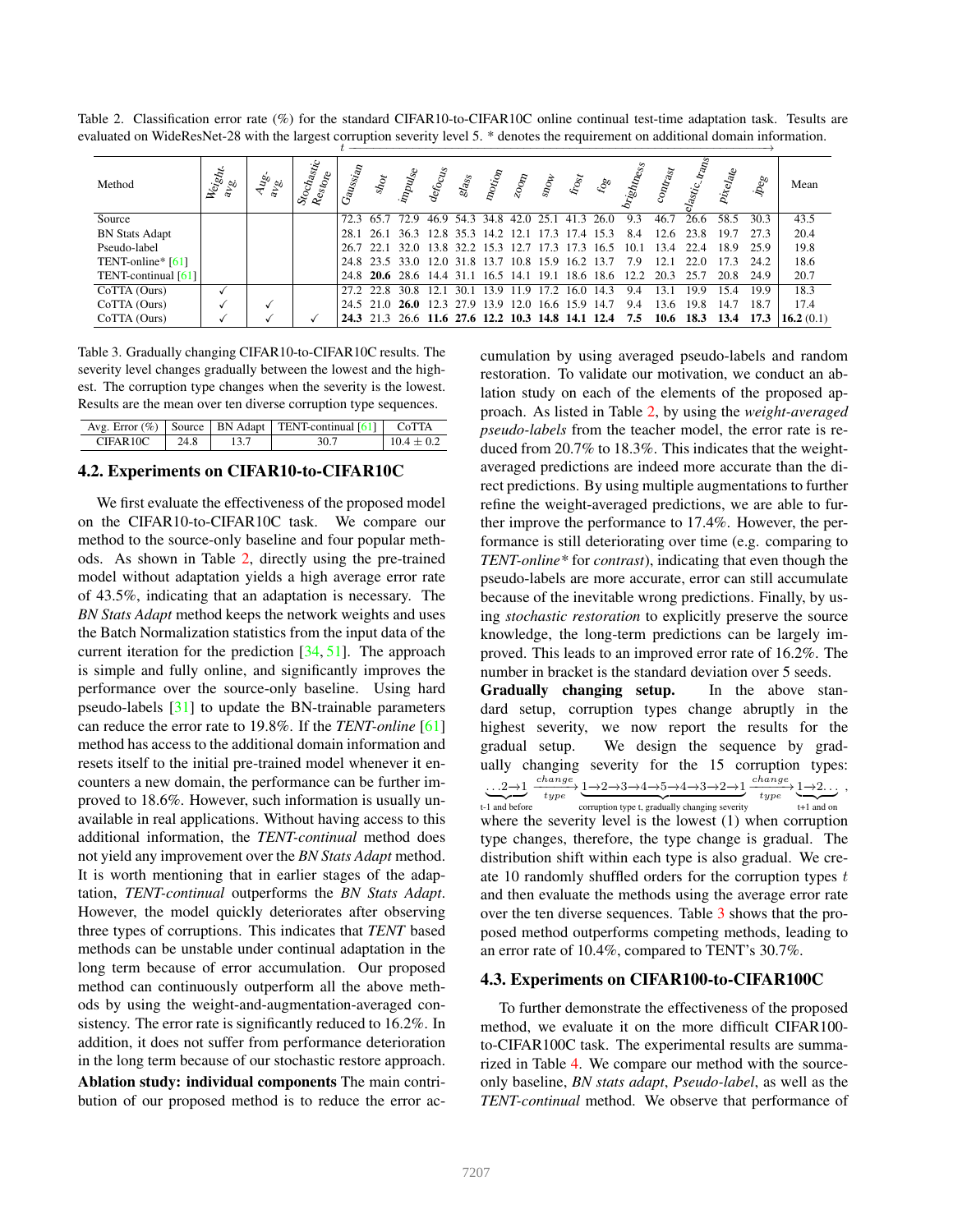Table 2. Classification error rate (%) for the standard CIFAR10-to-CIFAR10C online continual test-time adaptation task. Tesults are evaluated on WideResNet-28 with the largest corruption severity level 5. * denotes the requirement on additional domain information.

| Method | Weight-avg. | Aug-avg. | Stochastic Restore | Gaussian | shot | impulse | defocus | glass | motion | zoom | snow | frost | fog | brightness | contrast | elastic_trans | pixelate | jpeg | Mean |
|---|---|---|---|---|---|---|---|---|---|---|---|---|---|---|---|---|---|---|---|
| Source | | | | 72.3 | 65.7 | 72.9 | 46.9 | 54.3 | 34.8 | 42.0 | 25.1 | 41.3 | 26.0 | 9.3 | 46.7 | 26.6 | 58.5 | 30.3 | 43.5 |
| BN Stats Adapt | | | | 28.1 | 26.1 | 36.3 | 12.8 | 35.3 | 14.2 | 12.1 | 17.3 | 17.4 | 15.3 | 8.4 | 12.6 | 23.8 | 19.7 | 27.3 | 20.4 |
| Pseudo-label | | | | 26.7 | 22.1 | 32.0 | 13.8 | 32.2 | 15.3 | 12.7 | 17.3 | 17.3 | 16.5 | 10.1 | 13.4 | 22.4 | 18.9 | 25.9 | 19.8 |
| TENT-online* [61] | | | | 24.8 | 23.5 | 33.0 | 12.0 | 31.8 | 13.7 | 10.8 | 15.9 | 16.2 | 13.7 | 7.9 | 12.1 | 22.0 | 17.3 | 24.2 | 18.6 |
| TENT-continual [61] | | | | 24.8 | **20.6** | 28.6 | 14.4 | 31.1 | 16.5 | 14.1 | 19.1 | 18.6 | 18.6 | 12.2 | 20.3 | 25.7 | 20.8 | 24.9 | 20.7 |
| CoTTA (Ours) | ✓ | | | 27.2 | 22.8 | 30.8 | 12.1 | 30.1 | 13.9 | 11.9 | 17.2 | 16.0 | 14.3 | 9.4 | 13.1 | 19.9 | 15.4 | 19.9 | 18.3 |
| CoTTA (Ours) | ✓ | ✓ | | 24.5 | 21.0 | **26.0** | 12.3 | 27.9 | 13.9 | 12.0 | 16.6 | 15.9 | 14.7 | 9.4 | 13.6 | 19.8 | 14.7 | 18.7 | 17.4 |
| CoTTA (Ours) | ✓ | ✓ | ✓ | **24.3** | 21.3 | 26.6 | **11.6** | **27.6** | **12.2** | **10.3** | **14.8** | **14.1** | **12.4** | **7.5** | **10.6** | **18.3** | **13.4** | **17.3** | **16.2** (0.1) |

Table 3. Gradually changing CIFAR10-to-CIFAR10C results. The severity level changes gradually between the lowest and the highest. The corruption type changes when the severity is the lowest. Results are the mean over ten diverse corruption type sequences.

| Avg. Error (%) | Source | BN Adapt | TENT-continual [61] | CoTTA |
|---|---|---|---|---|
| CIFAR10C | 24.8 | 13.7 | 30.7 | $10.4 \pm 0.2$ |

## 4.2. Experiments on CIFAR10-to-CIFAR10C

We first evaluate the effectiveness of the proposed model on the CIFAR10-to-CIFAR10C task. We compare our method to the source-only baseline and four popular methods. As shown in Table 2, directly using the pre-trained model without adaptation yields a high average error rate of 43.5%, indicating that an adaptation is necessary. The *BN Stats Adapt* method keeps the network weights and uses the Batch Normalization statistics from the input data of the current iteration for the prediction [34, 51]. The approach is simple and fully online, and significantly improves the performance over the source-only baseline. Using hard pseudo-labels [31] to update the BN-trainable parameters can reduce the error rate to 19.8%. If the *TENT-online* [61] method has access to the additional domain information and resets itself to the initial pre-trained model whenever it encounters a new domain, the performance can be further improved to 18.6%. However, such information is usually unavailable in real applications. Without having access to this additional information, the *TENT-continual* method does not yield any improvement over the *BN Stats Adapt* method. It is worth mentioning that in earlier stages of the adaptation, *TENT-continual* outperforms the *BN Stats Adapt*. However, the model quickly deteriorates after observing three types of corruptions. This indicates that *TENT* based methods can be unstable under continual adaptation in the long term because of error accumulation. Our proposed method can continuously outperform all the above methods by using the weight-and-augmentation-averaged consistency. The error rate is significantly reduced to 16.2%. In addition, it does not suffer from performance deterioration in the long term because of our stochastic restore approach.

**Ablation study: individual components** The main contribution of our proposed method is to reduce the error accumulation by using averaged pseudo-labels and random restoration. To validate our motivation, we conduct an ablation study on each of the elements of the proposed approach. As listed in Table 2, by using the *weight-averaged pseudo-labels* from the teacher model, the error rate is reduced from 20.7% to 18.3%. This indicates that the weight-averaged predictions are indeed more accurate than the direct predictions. By using multiple augmentations to further refine the weight-averaged predictions, we are able to further improve the performance to 17.4%. However, the performance is still deteriorating over time (e.g. comparing to *TENT-online** for *contrast*), indicating that even though the pseudo-labels are more accurate, error can still accumulate because of the inevitable wrong predictions. Finally, by using *stochastic restoration* to explicitly preserve the source knowledge, the long-term predictions can be largely improved. This leads to an improved error rate of 16.2%. The number in bracket is the standard deviation over 5 seeds.

**Gradually changing setup.** In the above standard setup, corruption types change abruptly in the highest severity, we now report the results for the gradual setup. We design the sequence by gradually changing severity for the 15 corruption types:
$$\underbrace{\ldots 2\rightarrow 1}_{\text{t-1 and before}} \xrightarrow[type]{change} \underbrace{1\rightarrow 2\rightarrow 3\rightarrow 4\rightarrow 5\rightarrow 4\rightarrow 3\rightarrow 2\rightarrow 1}_{\text{corruption type t, gradually changing severity}} \xrightarrow[type]{change} \underbrace{1\rightarrow 2\ldots}_{\text{t+1 and on}},$$
where the severity level is the lowest (1) when corruption type changes, therefore, the type change is gradual. The distribution shift within each type is also gradual. We create 10 randomly shuffled orders for the corruption types $t$ and then evaluate the methods using the average error rate over the ten diverse sequences. Table 3 shows that the proposed method outperforms competing methods, leading to an error rate of 10.4%, compared to TENT's 30.7%.

## 4.3. Experiments on CIFAR100-to-CIFAR100C

To further demonstrate the effectiveness of the proposed method, we evaluate it on the more difficult CIFAR100-to-CIFAR100C task. The experimental results are summarized in Table 4. We compare our method with the source-only baseline, *BN stats adapt*, *Pseudo-label*, as well as the *TENT-continual* method. We observe that performance of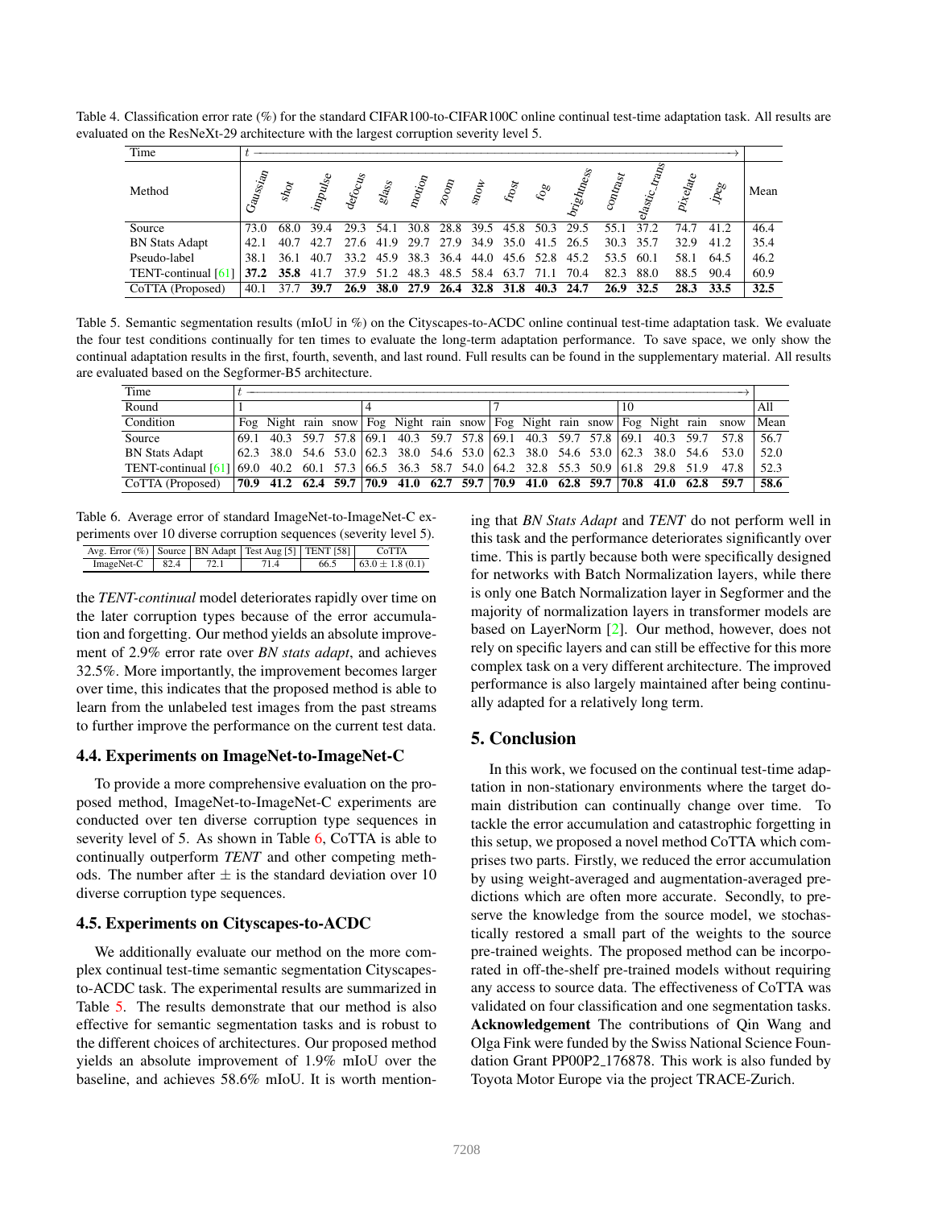Table 4. Classification error rate (%) for the standard CIFAR100-to-CIFAR100C online continual test-time adaptation task. All results are evaluated on the ResNeXt-29 architecture with the largest corruption severity level 5.

| Time | $t \longrightarrow$ | | | | | | | | | | | | | | | |
|---|---|---|---|---|---|---|---|---|---|---|---|---|---|---|---|---|
| Method | Gaussian | shot | impulse | defocus | glass | motion | zoom | snow | frost | fog | brightness | contrast | elastic_trans | pixelate | jpeg | Mean |
| Source | 73.0 | 68.0 | 39.4 | 29.3 | 54.1 | 30.8 | 28.8 | 39.5 | 45.8 | 50.3 | 29.5 | 55.1 | 37.2 | 74.7 | 41.2 | 46.4 |
| BN Stats Adapt | 42.1 | 40.7 | 42.7 | 27.6 | 41.9 | 29.7 | 27.9 | 34.9 | 35.0 | 41.5 | 26.5 | 30.3 | 35.7 | 32.9 | 41.2 | 35.4 |
| Pseudo-label | 38.1 | 36.1 | 40.7 | 33.2 | 45.9 | 38.3 | 36.4 | 44.0 | 45.6 | 52.8 | 45.2 | 53.5 | 60.1 | 58.1 | 64.5 | 46.2 |
| TENT-continual [61] | **37.2** | **35.8** | 41.7 | 37.9 | 51.2 | 48.3 | 48.5 | 58.4 | 63.7 | 71.1 | 70.4 | 82.3 | 88.0 | 88.5 | 90.4 | 60.9 |
| CoTTA (Proposed) | 40.1 | 37.7 | **39.7** | **26.9** | **38.0** | **27.9** | **26.4** | **32.8** | **31.8** | **40.3** | **24.7** | **26.9** | **32.5** | **28.3** | **33.5** | **32.5** |

Table 5. Semantic segmentation results (mIoU in %) on the Cityscapes-to-ACDC online continual test-time adaptation task. We evaluate the four test conditions continually for ten times to evaluate the long-term adaptation performance. To save space, we only show the continual adaptation results in the first, fourth, seventh, and last round. Full results can be found in the supplementary material. All results are evaluated based on the Segformer-B5 architecture.

| Time | $t \longrightarrow$ | | | | | | | | | | | | | | | | |
|---|---|---|---|---|---|---|---|---|---|---|---|---|---|---|---|---|---|
| Round | 1 | | | | 4 | | | | 7 | | | | 10 | | | | All |
| Condition | Fog | Night | rain | snow | Fog | Night | rain | snow | Fog | Night | rain | snow | Fog | Night | rain | snow | Mean |
| Source | 69.1 | 40.3 | 59.7 | 57.8 | 69.1 | 40.3 | 59.7 | 57.8 | 69.1 | 40.3 | 59.7 | 57.8 | 69.1 | 40.3 | 59.7 | 57.8 | 56.7 |
| BN Stats Adapt | 62.3 | 38.0 | 54.6 | 53.0 | 62.3 | 38.0 | 54.6 | 53.0 | 62.3 | 38.0 | 54.6 | 53.0 | 62.3 | 38.0 | 54.6 | 53.0 | 52.0 |
| TENT-continual [61] | 69.0 | 40.2 | 60.1 | 57.3 | 66.5 | 36.3 | 58.7 | 54.0 | 64.2 | 32.8 | 55.3 | 50.9 | 61.8 | 29.8 | 51.9 | 47.8 | 52.3 |
| CoTTA (Proposed) | **70.9** | **41.2** | **62.4** | **59.7** | **70.9** | **41.0** | **62.7** | **59.7** | **70.9** | **41.0** | **62.8** | **59.7** | **70.8** | **41.0** | **62.8** | **59.7** | **58.6** |

Table 6. Average error of standard ImageNet-to-ImageNet-C experiments over 10 diverse corruption sequences (severity level 5).

| Avg. Error (%) | Source | BN Adapt | Test Aug [5] | TENT [58] | CoTTA |
|---|---|---|---|---|---|
| ImageNet-C | 82.4 | 72.1 | 71.4 | 66.5 | $63.0 \pm 1.8$ (0.1) |

the *TENT-continual* model deteriorates rapidly over time on the later corruption types because of the error accumulation and forgetting. Our method yields an absolute improvement of 2.9% error rate over *BN stats adapt*, and achieves 32.5%. More importantly, the improvement becomes larger over time, this indicates that the proposed method is able to learn from the unlabeled test images from the past streams to further improve the performance on the current test data.

## 4.4. Experiments on ImageNet-to-ImageNet-C

To provide a more comprehensive evaluation on the proposed method, ImageNet-to-ImageNet-C experiments are conducted over ten diverse corruption type sequences in severity level of 5. As shown in Table 6, CoTTA is able to continually outperform *TENT* and other competing methods. The number after $\pm$ is the standard deviation over 10 diverse corruption type sequences.

## 4.5. Experiments on Cityscapes-to-ACDC

We additionally evaluate our method on the more complex continual test-time semantic segmentation Cityscapes-to-ACDC task. The experimental results are summarized in Table 5. The results demonstrate that our method is also effective for semantic segmentation tasks and is robust to the different choices of architectures. Our proposed method yields an absolute improvement of 1.9% mIoU over the baseline, and achieves 58.6% mIoU. It is worth mentioning that *BN Stats Adapt* and *TENT* do not perform well in this task and the performance deteriorates significantly over time. This is partly because both were specifically designed for networks with Batch Normalization layers, while there is only one Batch Normalization layer in Segformer and the majority of normalization layers in transformer models are based on LayerNorm [2]. Our method, however, does not rely on specific layers and can still be effective for this more complex task on a very different architecture. The improved performance is also largely maintained after being continually adapted for a relatively long term.

## 5. Conclusion

In this work, we focused on the continual test-time adaptation in non-stationary environments where the target domain distribution can continually change over time. To tackle the error accumulation and catastrophic forgetting in this setup, we proposed a novel method CoTTA which comprises two parts. Firstly, we reduced the error accumulation by using weight-averaged and augmentation-averaged predictions which are often more accurate. Secondly, to preserve the knowledge from the source model, we stochastically restored a small part of the weights to the source pre-trained weights. The proposed method can be incorporated in off-the-shelf pre-trained models without requiring any access to source data. The effectiveness of CoTTA was validated on four classification and one segmentation tasks.

**Acknowledgement** The contributions of Qin Wang and Olga Fink were funded by the Swiss National Science Foundation Grant PP00P2_176878. This work is also funded by Toyota Motor Europe via the project TRACE-Zurich.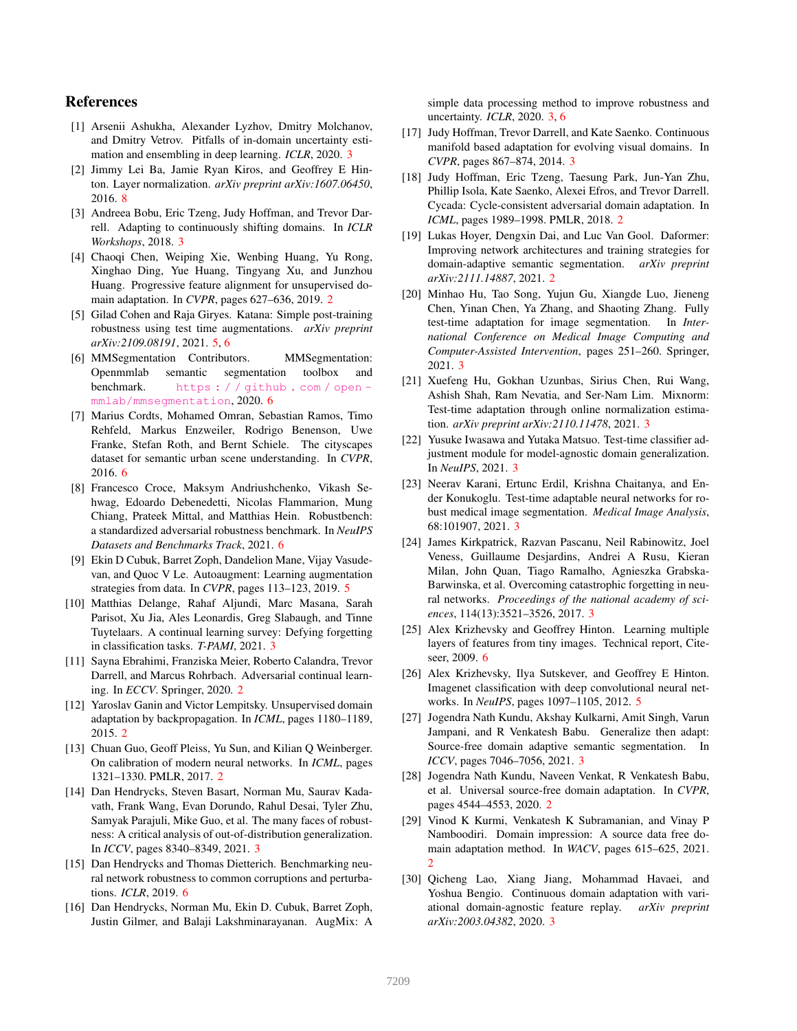# References

[1] Arsenii Ashukha, Alexander Lyzhov, Dmitry Molchanov, and Dmitry Vetrov. Pitfalls of in-domain uncertainty estimation and ensembling in deep learning. *ICLR*, 2020. 3

[2] Jimmy Lei Ba, Jamie Ryan Kiros, and Geoffrey E Hinton. Layer normalization. *arXiv preprint arXiv:1607.06450*, 2016. 8

[3] Andreea Bobu, Eric Tzeng, Judy Hoffman, and Trevor Darrell. Adapting to continuously shifting domains. In *ICLR Workshops*, 2018. 3

[4] Chaoqi Chen, Weiping Xie, Wenbing Huang, Yu Rong, Xinghao Ding, Yue Huang, Tingyang Xu, and Junzhou Huang. Progressive feature alignment for unsupervised domain adaptation. In *CVPR*, pages 627–636, 2019. 2

[5] Gilad Cohen and Raja Giryes. Katana: Simple post-training robustness using test time augmentations. *arXiv preprint arXiv:2109.08191*, 2021. 5, 6

[6] MMSegmentation Contributors. MMSegmentation: Openmmlab semantic segmentation toolbox and benchmark. https://github.com/open-mmlab/mmsegmentation, 2020. 6

[7] Marius Cordts, Mohamed Omran, Sebastian Ramos, Timo Rehfeld, Markus Enzweiler, Rodrigo Benenson, Uwe Franke, Stefan Roth, and Bernt Schiele. The cityscapes dataset for semantic urban scene understanding. In *CVPR*, 2016. 6

[8] Francesco Croce, Maksym Andriushchenko, Vikash Sehwag, Edoardo Debenedetti, Nicolas Flammarion, Mung Chiang, Prateek Mittal, and Matthias Hein. Robustbench: a standardized adversarial robustness benchmark. In *NeuIPS Datasets and Benchmarks Track*, 2021. 6

[9] Ekin D Cubuk, Barret Zoph, Dandelion Mane, Vijay Vasudevan, and Quoc V Le. Autoaugment: Learning augmentation strategies from data. In *CVPR*, pages 113–123, 2019. 5

[10] Matthias Delange, Rahaf Aljundi, Marc Masana, Sarah Parisot, Xu Jia, Ales Leonardis, Greg Slabaugh, and Tinne Tuytelaars. A continual learning survey: Defying forgetting in classification tasks. *T-PAMI*, 2021. 3

[11] Sayna Ebrahimi, Franziska Meier, Roberto Calandra, Trevor Darrell, and Marcus Rohrbach. Adversarial continual learning. In *ECCV*. Springer, 2020. 2

[12] Yaroslav Ganin and Victor Lempitsky. Unsupervised domain adaptation by backpropagation. In *ICML*, pages 1180–1189, 2015. 2

[13] Chuan Guo, Geoff Pleiss, Yu Sun, and Kilian Q Weinberger. On calibration of modern neural networks. In *ICML*, pages 1321–1330. PMLR, 2017. 2

[14] Dan Hendrycks, Steven Basart, Norman Mu, Saurav Kadavath, Frank Wang, Evan Dorundo, Rahul Desai, Tyler Zhu, Samyak Parajuli, Mike Guo, et al. The many faces of robustness: A critical analysis of out-of-distribution generalization. In *ICCV*, pages 8340–8349, 2021. 3

[15] Dan Hendrycks and Thomas Dietterich. Benchmarking neural network robustness to common corruptions and perturbations. *ICLR*, 2019. 6

[16] Dan Hendrycks, Norman Mu, Ekin D. Cubuk, Barret Zoph, Justin Gilmer, and Balaji Lakshminarayanan. AugMix: A simple data processing method to improve robustness and uncertainty. *ICLR*, 2020. 3, 6

[17] Judy Hoffman, Trevor Darrell, and Kate Saenko. Continuous manifold based adaptation for evolving visual domains. In *CVPR*, pages 867–874, 2014. 3

[18] Judy Hoffman, Eric Tzeng, Taesung Park, Jun-Yan Zhu, Phillip Isola, Kate Saenko, Alexei Efros, and Trevor Darrell. Cycada: Cycle-consistent adversarial domain adaptation. In *ICML*, pages 1989–1998. PMLR, 2018. 2

[19] Lukas Hoyer, Dengxin Dai, and Luc Van Gool. Daformer: Improving network architectures and training strategies for domain-adaptive semantic segmentation. *arXiv preprint arXiv:2111.14887*, 2021. 2

[20] Minhao Hu, Tao Song, Yujun Gu, Xiangde Luo, Jieneng Chen, Yinan Chen, Ya Zhang, and Shaoting Zhang. Fully test-time adaptation for image segmentation. In *International Conference on Medical Image Computing and Computer-Assisted Intervention*, pages 251–260. Springer, 2021. 3

[21] Xuefeng Hu, Gokhan Uzunbas, Sirius Chen, Rui Wang, Ashish Shah, Ram Nevatia, and Ser-Nam Lim. Mixnorm: Test-time adaptation through online normalization estimation. *arXiv preprint arXiv:2110.11478*, 2021. 3

[22] Yusuke Iwasawa and Yutaka Matsuo. Test-time classifier adjustment module for model-agnostic domain generalization. In *NeuIPS*, 2021. 3

[23] Neerav Karani, Ertunc Erdil, Krishna Chaitanya, and Ender Konukoglu. Test-time adaptable neural networks for robust medical image segmentation. *Medical Image Analysis*, 68:101907, 2021. 3

[24] James Kirkpatrick, Razvan Pascanu, Neil Rabinowitz, Joel Veness, Guillaume Desjardins, Andrei A Rusu, Kieran Milan, John Quan, Tiago Ramalho, Agnieszka Grabska-Barwinska, et al. Overcoming catastrophic forgetting in neural networks. *Proceedings of the national academy of sciences*, 114(13):3521–3526, 2017. 3

[25] Alex Krizhevsky and Geoffrey Hinton. Learning multiple layers of features from tiny images. Technical report, Citeseer, 2009. 6

[26] Alex Krizhevsky, Ilya Sutskever, and Geoffrey E Hinton. Imagenet classification with deep convolutional neural networks. In *NeuIPS*, pages 1097–1105, 2012. 5

[27] Jogendra Nath Kundu, Akshay Kulkarni, Amit Singh, Varun Jampani, and R Venkatesh Babu. Generalize then adapt: Source-free domain adaptive semantic segmentation. In *ICCV*, pages 7046–7056, 2021. 3

[28] Jogendra Nath Kundu, Naveen Venkat, R Venkatesh Babu, et al. Universal source-free domain adaptation. In *CVPR*, pages 4544–4553, 2020. 2

[29] Vinod K Kurmi, Venkatesh K Subramanian, and Vinay P Namboodiri. Domain impression: A source data free domain adaptation method. In *WACV*, pages 615–625, 2021. 2

[30] Qicheng Lao, Xiang Jiang, Mohammad Havaei, and Yoshua Bengio. Continuous domain adaptation with variational domain-agnostic feature replay. *arXiv preprint arXiv:2003.04382*, 2020. 3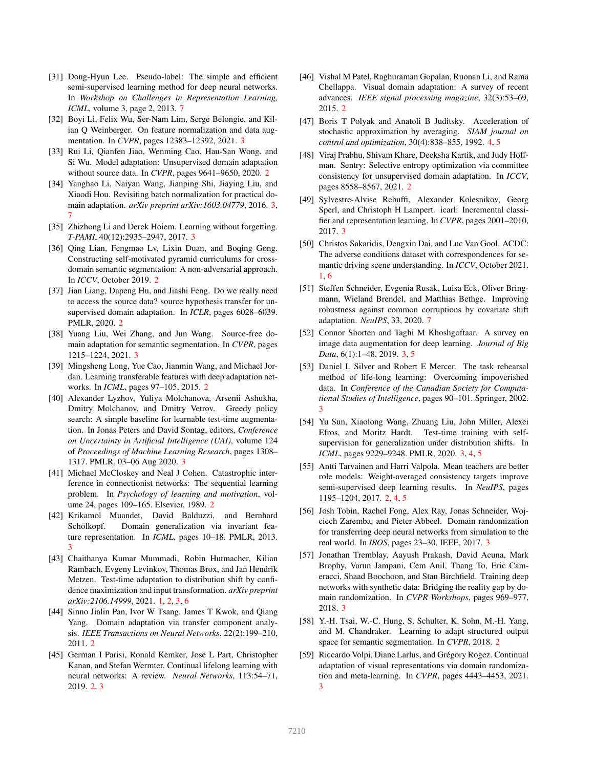[31] Dong-Hyun Lee. Pseudo-label: The simple and efficient semi-supervised learning method for deep neural networks. In *Workshop on Challenges in Representation Learning, ICML*, volume 3, page 2, 2013. 7

[32] Boyi Li, Felix Wu, Ser-Nam Lim, Serge Belongie, and Kilian Q Weinberger. On feature normalization and data augmentation. In *CVPR*, pages 12383–12392, 2021. 3

[33] Rui Li, Qianfen Jiao, Wenming Cao, Hau-San Wong, and Si Wu. Model adaptation: Unsupervised domain adaptation without source data. In *CVPR*, pages 9641–9650, 2020. 2

[34] Yanghao Li, Naiyan Wang, Jianping Shi, Jiaying Liu, and Xiaodi Hou. Revisiting batch normalization for practical domain adaptation. *arXiv preprint arXiv:1603.04779*, 2016. 3, 7

[35] Zhizhong Li and Derek Hoiem. Learning without forgetting. *T-PAMI*, 40(12):2935–2947, 2017. 3

[36] Qing Lian, Fengmao Lv, Lixin Duan, and Boqing Gong. Constructing self-motivated pyramid curriculums for cross-domain semantic segmentation: A non-adversarial approach. In *ICCV*, October 2019. 2

[37] Jian Liang, Dapeng Hu, and Jiashi Feng. Do we really need to access the source data? source hypothesis transfer for unsupervised domain adaptation. In *ICLR*, pages 6028–6039. PMLR, 2020. 2

[38] Yuang Liu, Wei Zhang, and Jun Wang. Source-free domain adaptation for semantic segmentation. In *CVPR*, pages 1215–1224, 2021. 3

[39] Mingsheng Long, Yue Cao, Jianmin Wang, and Michael Jordan. Learning transferable features with deep adaptation networks. In *ICML*, pages 97–105, 2015. 2

[40] Alexander Lyzhov, Yuliya Molchanova, Arsenii Ashukha, Dmitry Molchanov, and Dmitry Vetrov. Greedy policy search: A simple baseline for learnable test-time augmentation. In Jonas Peters and David Sontag, editors, *Conference on Uncertainty in Artificial Intelligence (UAI)*, volume 124 of *Proceedings of Machine Learning Research*, pages 1308–1317. PMLR, 03–06 Aug 2020. 3

[41] Michael McCloskey and Neal J Cohen. Catastrophic interference in connectionist networks: The sequential learning problem. In *Psychology of learning and motivation*, volume 24, pages 109–165. Elsevier, 1989. 2

[42] Krikamol Muandet, David Balduzzi, and Bernhard Schölkopf. Domain generalization via invariant feature representation. In *ICML*, pages 10–18. PMLR, 2013. 3

[43] Chaithanya Kumar Mummadi, Robin Hutmacher, Kilian Rambach, Evgeny Levinkov, Thomas Brox, and Jan Hendrik Metzen. Test-time adaptation to distribution shift by confidence maximization and input transformation. *arXiv preprint arXiv:2106.14999*, 2021. 1, 2, 3, 6

[44] Sinno Jialin Pan, Ivor W Tsang, James T Kwok, and Qiang Yang. Domain adaptation via transfer component analysis. *IEEE Transactions on Neural Networks*, 22(2):199–210, 2011. 2

[45] German I Parisi, Ronald Kemker, Jose L Part, Christopher Kanan, and Stefan Wermter. Continual lifelong learning with neural networks: A review. *Neural Networks*, 113:54–71, 2019. 2, 3

[46] Vishal M Patel, Raghuraman Gopalan, Ruonan Li, and Rama Chellappa. Visual domain adaptation: A survey of recent advances. *IEEE signal processing magazine*, 32(3):53–69, 2015. 2

[47] Boris T Polyak and Anatoli B Juditsky. Acceleration of stochastic approximation by averaging. *SIAM journal on control and optimization*, 30(4):838–855, 1992. 4, 5

[48] Viraj Prabhu, Shivam Khare, Deeksha Kartik, and Judy Hoffman. Sentry: Selective entropy optimization via committee consistency for unsupervised domain adaptation. In *ICCV*, pages 8558–8567, 2021. 2

[49] Sylvestre-Alvise Rebuffi, Alexander Kolesnikov, Georg Sperl, and Christoph H Lampert. icarl: Incremental classifier and representation learning. In *CVPR*, pages 2001–2010, 2017. 3

[50] Christos Sakaridis, Dengxin Dai, and Luc Van Gool. ACDC: The adverse conditions dataset with correspondences for semantic driving scene understanding. In *ICCV*, October 2021. 1, 6

[51] Steffen Schneider, Evgenia Rusak, Luisa Eck, Oliver Bringmann, Wieland Brendel, and Matthias Bethge. Improving robustness against common corruptions by covariate shift adaptation. *NeuIPS*, 33, 2020. 7

[52] Connor Shorten and Taghi M Khoshgoftaar. A survey on image data augmentation for deep learning. *Journal of Big Data*, 6(1):1–48, 2019. 3, 5

[53] Daniel L Silver and Robert E Mercer. The task rehearsal method of life-long learning: Overcoming impoverished data. In *Conference of the Canadian Society for Computational Studies of Intelligence*, pages 90–101. Springer, 2002. 3

[54] Yu Sun, Xiaolong Wang, Zhuang Liu, John Miller, Alexei Efros, and Moritz Hardt. Test-time training with self-supervision for generalization under distribution shifts. In *ICML*, pages 9229–9248. PMLR, 2020. 3, 4, 5

[55] Antti Tarvainen and Harri Valpola. Mean teachers are better role models: Weight-averaged consistency targets improve semi-supervised deep learning results. In *NeuIPS*, pages 1195–1204, 2017. 2, 4, 5

[56] Josh Tobin, Rachel Fong, Alex Ray, Jonas Schneider, Wojciech Zaremba, and Pieter Abbeel. Domain randomization for transferring deep neural networks from simulation to the real world. In *IROS*, pages 23–30. IEEE, 2017. 3

[57] Jonathan Tremblay, Aayush Prakash, David Acuna, Mark Brophy, Varun Jampani, Cem Anil, Thang To, Eric Cameracci, Shaad Boochoon, and Stan Birchfield. Training deep networks with synthetic data: Bridging the reality gap by domain randomization. In *CVPR Workshops*, pages 969–977, 2018. 3

[58] Y.-H. Tsai, W.-C. Hung, S. Schulter, K. Sohn, M.-H. Yang, and M. Chandraker. Learning to adapt structured output space for semantic segmentation. In *CVPR*, 2018. 2

[59] Riccardo Volpi, Diane Larlus, and Grégory Rogez. Continual adaptation of visual representations via domain randomization and meta-learning. In *CVPR*, pages 4443–4453, 2021. 3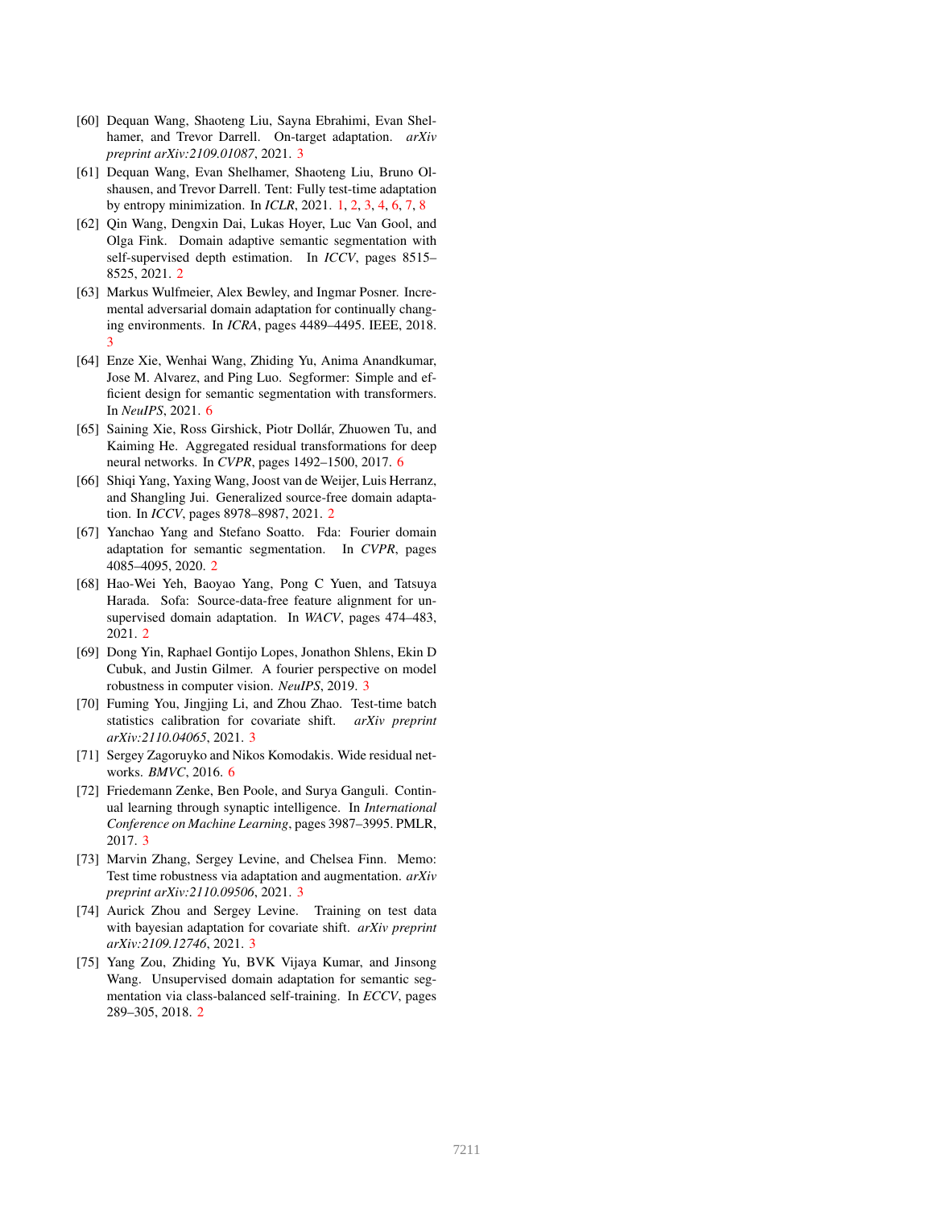[60] Dequan Wang, Shaoteng Liu, Sayna Ebrahimi, Evan Shelhamer, and Trevor Darrell. On-target adaptation. *arXiv preprint arXiv:2109.01087*, 2021. 3

[61] Dequan Wang, Evan Shelhamer, Shaoteng Liu, Bruno Olshausen, and Trevor Darrell. Tent: Fully test-time adaptation by entropy minimization. In *ICLR*, 2021. 1, 2, 3, 4, 6, 7, 8

[62] Qin Wang, Dengxin Dai, Lukas Hoyer, Luc Van Gool, and Olga Fink. Domain adaptive semantic segmentation with self-supervised depth estimation. In *ICCV*, pages 8515–8525, 2021. 2

[63] Markus Wulfmeier, Alex Bewley, and Ingmar Posner. Incremental adversarial domain adaptation for continually changing environments. In *ICRA*, pages 4489–4495. IEEE, 2018. 3

[64] Enze Xie, Wenhai Wang, Zhiding Yu, Anima Anandkumar, Jose M. Alvarez, and Ping Luo. Segformer: Simple and efficient design for semantic segmentation with transformers. In *NeuIPS*, 2021. 6

[65] Saining Xie, Ross Girshick, Piotr Dollár, Zhuowen Tu, and Kaiming He. Aggregated residual transformations for deep neural networks. In *CVPR*, pages 1492–1500, 2017. 6

[66] Shiqi Yang, Yaxing Wang, Joost van de Weijer, Luis Herranz, and Shangling Jui. Generalized source-free domain adaptation. In *ICCV*, pages 8978–8987, 2021. 2

[67] Yanchao Yang and Stefano Soatto. Fda: Fourier domain adaptation for semantic segmentation. In *CVPR*, pages 4085–4095, 2020. 2

[68] Hao-Wei Yeh, Baoyao Yang, Pong C Yuen, and Tatsuya Harada. Sofa: Source-data-free feature alignment for unsupervised domain adaptation. In *WACV*, pages 474–483, 2021. 2

[69] Dong Yin, Raphael Gontijo Lopes, Jonathon Shlens, Ekin D Cubuk, and Justin Gilmer. A fourier perspective on model robustness in computer vision. *NeuIPS*, 2019. 3

[70] Fuming You, Jingjing Li, and Zhou Zhao. Test-time batch statistics calibration for covariate shift. *arXiv preprint arXiv:2110.04065*, 2021. 3

[71] Sergey Zagoruyko and Nikos Komodakis. Wide residual networks. *BMVC*, 2016. 6

[72] Friedemann Zenke, Ben Poole, and Surya Ganguli. Continual learning through synaptic intelligence. In *International Conference on Machine Learning*, pages 3987–3995. PMLR, 2017. 3

[73] Marvin Zhang, Sergey Levine, and Chelsea Finn. Memo: Test time robustness via adaptation and augmentation. *arXiv preprint arXiv:2110.09506*, 2021. 3

[74] Aurick Zhou and Sergey Levine. Training on test data with bayesian adaptation for covariate shift. *arXiv preprint arXiv:2109.12746*, 2021. 3

[75] Yang Zou, Zhiding Yu, BVK Vijaya Kumar, and Jinsong Wang. Unsupervised domain adaptation for semantic segmentation via class-balanced self-training. In *ECCV*, pages 289–305, 2018. 2